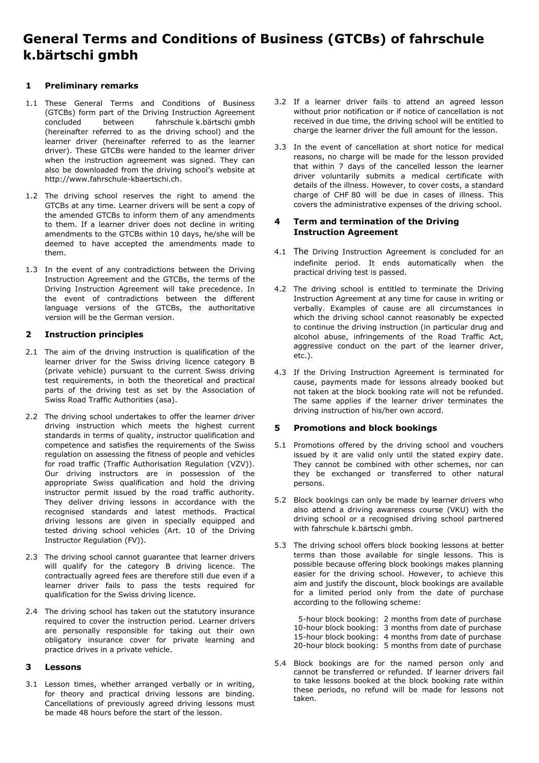# General Terms and Conditions of Business (GTCBs) of fahrschule k.bärtschi gmbh

## 1 Preliminary remarks

1.1 These General Terms and Conditions of Business (GTCBs) form part of the Driving Instruction Agreement concluded between fahrschule k.bärtschi gmbh (hereinafter referred to as the driving school) and the learner driver (hereinafter referred to as the learner driver). These GTCBs were handed to the learner driver when the instruction agreement was signed. They can also be downloaded from the driving school's website at http://www.fahrschule-kbaertschi.ch.

1.2 The driving school reserves the right to amend the GTCBs at any time. Learner drivers will be sent a copy of the amended GTCBs to inform them of any amendments to them. If a learner driver does not decline in writing amendments to the GTCBs within 10 days, he/she will be deemed to have accepted the amendments made to them.

1.3 In the event of any contradictions between the Driving Instruction Agreement and the GTCBs, the terms of the Driving Instruction Agreement will take precedence. In the event of contradictions between the different language versions of the GTCBs, the authoritative version will be the German version.

## 2 Instruction principles

2.1 The aim of the driving instruction is qualification of the learner driver for the Swiss driving licence category B (private vehicle) pursuant to the current Swiss driving test requirements, in both the theoretical and practical parts of the driving test as set by the Association of Swiss Road Traffic Authorities (asa).

2.2 The driving school undertakes to offer the learner driver driving instruction which meets the highest current standards in terms of quality, instructor qualification and competence and satisfies the requirements of the Swiss regulation on assessing the fitness of people and vehicles for road traffic (Traffic Authorisation Regulation (VZV)). Our driving instructors are in possession of the appropriate Swiss qualification and hold the driving instructor permit issued by the road traffic authority. They deliver driving lessons in accordance with the recognised standards and latest methods. Practical driving lessons are given in specially equipped and tested driving school vehicles (Art. 10 of the Driving Instructor Regulation (FV)).

2.3 The driving school cannot guarantee that learner drivers will qualify for the category B driving licence. The contractually agreed fees are therefore still due even if a learner driver fails to pass the tests required for qualification for the Swiss driving licence.

2.4 The driving school has taken out the statutory insurance required to cover the instruction period. Learner drivers are personally responsible for taking out their own obligatory insurance cover for private learning and practice drives in a private vehicle.

## 3 Lessons

3.1 Lesson times, whether arranged verbally or in writing, for theory and practical driving lessons are binding. Cancellations of previously agreed driving lessons must be made 48 hours before the start of the lesson.

3.2 If a learner driver fails to attend an agreed lesson without prior notification or if notice of cancellation is not received in due time, the driving school will be entitled to charge the learner driver the full amount for the lesson.

3.3 In the event of cancellation at short notice for medical reasons, no charge will be made for the lesson provided that within 7 days of the cancelled lesson the learner driver voluntarily submits a medical certificate with details of the illness. However, to cover costs, a standard charge of CHF 80 will be due in cases of illness. This covers the administrative expenses of the driving school.

## 4 Term and termination of the Driving Instruction Agreement

4.1 The Driving Instruction Agreement is concluded for an indefinite period. It ends automatically when the practical driving test is passed.

4.2 The driving school is entitled to terminate the Driving Instruction Agreement at any time for cause in writing or verbally. Examples of cause are all circumstances in which the driving school cannot reasonably be expected to continue the driving instruction (in particular drug and alcohol abuse, infringements of the Road Traffic Act, aggressive conduct on the part of the learner driver, etc.).

4.3 If the Driving Instruction Agreement is terminated for cause, payments made for lessons already booked but not taken at the block booking rate will not be refunded. The same applies if the learner driver terminates the driving instruction of his/her own accord.

## 5 Promotions and block bookings

5.1 Promotions offered by the driving school and vouchers issued by it are valid only until the stated expiry date. They cannot be combined with other schemes, nor can they be exchanged or transferred to other natural persons.

5.2 Block bookings can only be made by learner drivers who also attend a driving awareness course (VKU) with the driving school or a recognised driving school partnered with fahrschule k.bärtschi gmbh.

5.3 The driving school offers block booking lessons at better terms than those available for single lessons. This is possible because offering block bookings makes planning easier for the driving school. However, to achieve this aim and justify the discount, block bookings are available for a limited period only from the date of purchase according to the following scheme:

5-hour block booking: 2 months from date of purchase
10-hour block booking: 3 months from date of purchase
15-hour block booking: 4 months from date of purchase
20-hour block booking: 5 months from date of purchase

5.4 Block bookings are for the named person only and cannot be transferred or refunded. If learner drivers fail to take lessons booked at the block booking rate within these periods, no refund will be made for lessons not taken.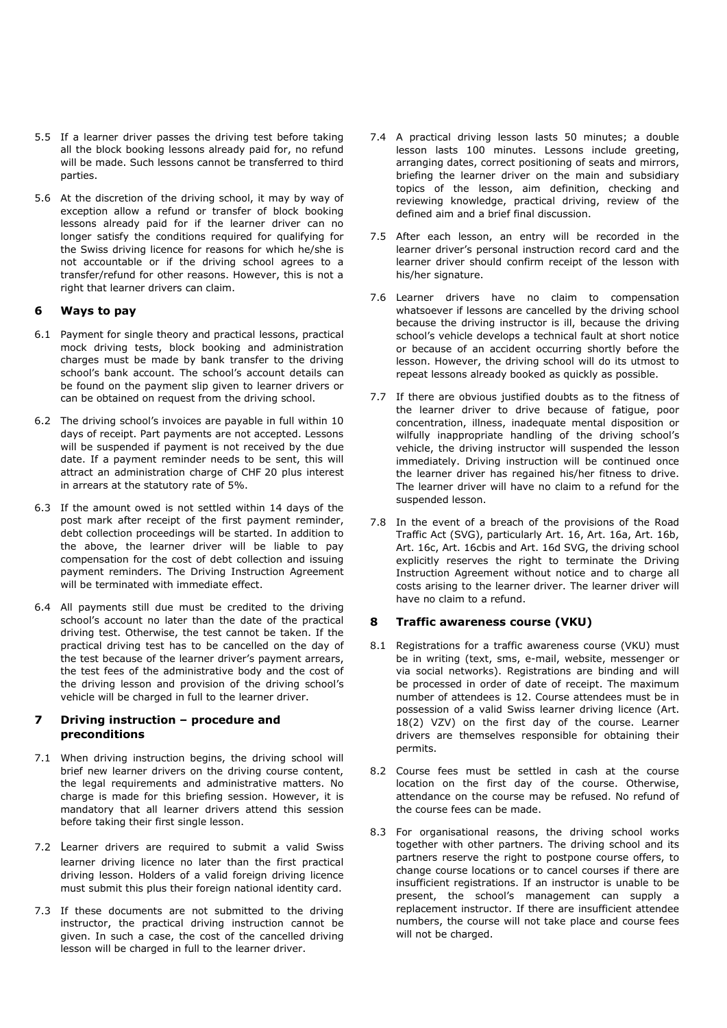5.5 If a learner driver passes the driving test before taking all the block booking lessons already paid for, no refund will be made. Such lessons cannot be transferred to third parties.

5.6 At the discretion of the driving school, it may by way of exception allow a refund or transfer of block booking lessons already paid for if the learner driver can no longer satisfy the conditions required for qualifying for the Swiss driving licence for reasons for which he/she is not accountable or if the driving school agrees to a transfer/refund for other reasons. However, this is not a right that learner drivers can claim.

## 6 Ways to pay

6.1 Payment for single theory and practical lessons, practical mock driving tests, block booking and administration charges must be made by bank transfer to the driving school's bank account. The school's account details can be found on the payment slip given to learner drivers or can be obtained on request from the driving school.

6.2 The driving school's invoices are payable in full within 10 days of receipt. Part payments are not accepted. Lessons will be suspended if payment is not received by the due date. If a payment reminder needs to be sent, this will attract an administration charge of CHF 20 plus interest in arrears at the statutory rate of 5%.

6.3 If the amount owed is not settled within 14 days of the post mark after receipt of the first payment reminder, debt collection proceedings will be started. In addition to the above, the learner driver will be liable to pay compensation for the cost of debt collection and issuing payment reminders. The Driving Instruction Agreement will be terminated with immediate effect.

6.4 All payments still due must be credited to the driving school's account no later than the date of the practical driving test. Otherwise, the test cannot be taken. If the practical driving test has to be cancelled on the day of the test because of the learner driver's payment arrears, the test fees of the administrative body and the cost of the driving lesson and provision of the driving school's vehicle will be charged in full to the learner driver.

## 7 Driving instruction – procedure and preconditions

7.1 When driving instruction begins, the driving school will brief new learner drivers on the driving course content, the legal requirements and administrative matters. No charge is made for this briefing session. However, it is mandatory that all learner drivers attend this session before taking their first single lesson.

7.2 Learner drivers are required to submit a valid Swiss learner driving licence no later than the first practical driving lesson. Holders of a valid foreign driving licence must submit this plus their foreign national identity card.

7.3 If these documents are not submitted to the driving instructor, the practical driving instruction cannot be given. In such a case, the cost of the cancelled driving lesson will be charged in full to the learner driver.

7.4 A practical driving lesson lasts 50 minutes; a double lesson lasts 100 minutes. Lessons include greeting, arranging dates, correct positioning of seats and mirrors, briefing the learner driver on the main and subsidiary topics of the lesson, aim definition, checking and reviewing knowledge, practical driving, review of the defined aim and a brief final discussion.

7.5 After each lesson, an entry will be recorded in the learner driver's personal instruction record card and the learner driver should confirm receipt of the lesson with his/her signature.

7.6 Learner drivers have no claim to compensation whatsoever if lessons are cancelled by the driving school because the driving instructor is ill, because the driving school's vehicle develops a technical fault at short notice or because of an accident occurring shortly before the lesson. However, the driving school will do its utmost to repeat lessons already booked as quickly as possible.

7.7 If there are obvious justified doubts as to the fitness of the learner driver to drive because of fatigue, poor concentration, illness, inadequate mental disposition or wilfully inappropriate handling of the driving school's vehicle, the driving instructor will suspended the lesson immediately. Driving instruction will be continued once the learner driver has regained his/her fitness to drive. The learner driver will have no claim to a refund for the suspended lesson.

7.8 In the event of a breach of the provisions of the Road Traffic Act (SVG), particularly Art. 16, Art. 16a, Art. 16b, Art. 16c, Art. 16cbis and Art. 16d SVG, the driving school explicitly reserves the right to terminate the Driving Instruction Agreement without notice and to charge all costs arising to the learner driver. The learner driver will have no claim to a refund.

## 8 Traffic awareness course (VKU)

8.1 Registrations for a traffic awareness course (VKU) must be in writing (text, sms, e-mail, website, messenger or via social networks). Registrations are binding and will be processed in order of date of receipt. The maximum number of attendees is 12. Course attendees must be in possession of a valid Swiss learner driving licence (Art. 18(2) VZV) on the first day of the course. Learner drivers are themselves responsible for obtaining their permits.

8.2 Course fees must be settled in cash at the course location on the first day of the course. Otherwise, attendance on the course may be refused. No refund of the course fees can be made.

8.3 For organisational reasons, the driving school works together with other partners. The driving school and its partners reserve the right to postpone course offers, to change course locations or to cancel courses if there are insufficient registrations. If an instructor is unable to be present, the school's management can supply a replacement instructor. If there are insufficient attendee numbers, the course will not take place and course fees will not be charged.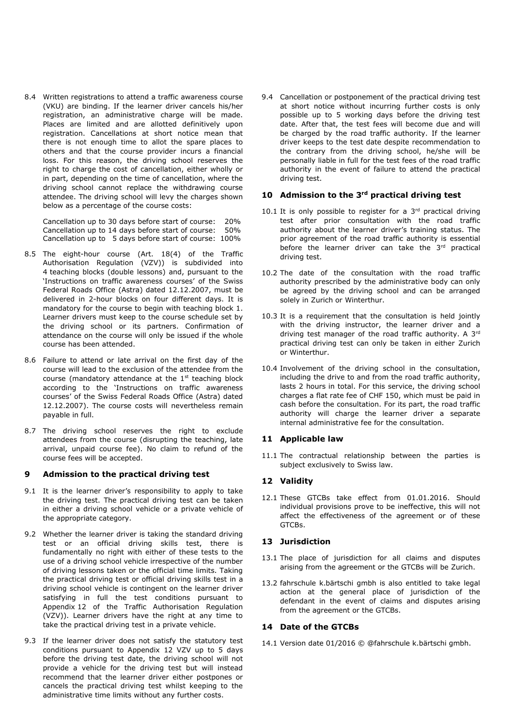8.4 Written registrations to attend a traffic awareness course (VKU) are binding. If the learner driver cancels his/her registration, an administrative charge will be made. Places are limited and are allotted definitively upon registration. Cancellations at short notice mean that there is not enough time to allot the spare places to others and that the course provider incurs a financial loss. For this reason, the driving school reserves the right to charge the cost of cancellation, either wholly or in part, depending on the time of cancellation, where the driving school cannot replace the withdrawing course attendee. The driving school will levy the charges shown below as a percentage of the course costs:

| | |
|---|---|
| Cancellation up to 30 days before start of course: | 20% |
| Cancellation up to 14 days before start of course: | 50% |
| Cancellation up to 5 days before start of course: | 100% |

8.5 The eight-hour course (Art. 18(4) of the Traffic Authorisation Regulation (VZV)) is subdivided into 4 teaching blocks (double lessons) and, pursuant to the 'Instructions on traffic awareness courses' of the Swiss Federal Roads Office (Astra) dated 12.12.2007, must be delivered in 2-hour blocks on four different days. It is mandatory for the course to begin with teaching block 1. Learner drivers must keep to the course schedule set by the driving school or its partners. Confirmation of attendance on the course will only be issued if the whole course has been attended.

8.6 Failure to attend or late arrival on the first day of the course will lead to the exclusion of the attendee from the course (mandatory attendance at the 1st teaching block according to the 'Instructions on traffic awareness courses' of the Swiss Federal Roads Office (Astra) dated 12.12.2007). The course costs will nevertheless remain payable in full.

8.7 The driving school reserves the right to exclude attendees from the course (disrupting the teaching, late arrival, unpaid course fee). No claim to refund of the course fees will be accepted.

## 9 Admission to the practical driving test

9.1 It is the learner driver's responsibility to apply to take the driving test. The practical driving test can be taken in either a driving school vehicle or a private vehicle of the appropriate category.

9.2 Whether the learner driver is taking the standard driving test or an official driving skills test, there is fundamentally no right with either of these tests to the use of a driving school vehicle irrespective of the number of driving lessons taken or the official time limits. Taking the practical driving test or official driving skills test in a driving school vehicle is contingent on the learner driver satisfying in full the test conditions pursuant to Appendix 12 of the Traffic Authorisation Regulation (VZV)). Learner drivers have the right at any time to take the practical driving test in a private vehicle.

9.3 If the learner driver does not satisfy the statutory test conditions pursuant to Appendix 12 VZV up to 5 days before the driving test date, the driving school will not provide a vehicle for the driving test but will instead recommend that the learner driver either postpones or cancels the practical driving test whilst keeping to the administrative time limits without any further costs.

9.4 Cancellation or postponement of the practical driving test at short notice without incurring further costs is only possible up to 5 working days before the driving test date. After that, the test fees will become due and will be charged by the road traffic authority. If the learner driver keeps to the test date despite recommendation to the contrary from the driving school, he/she will be personally liable in full for the test fees of the road traffic authority in the event of failure to attend the practical driving test.

## 10 Admission to the 3rd practical driving test

10.1 It is only possible to register for a 3rd practical driving test after prior consultation with the road traffic authority about the learner driver's training status. The prior agreement of the road traffic authority is essential before the learner driver can take the 3rd practical driving test.

10.2 The date of the consultation with the road traffic authority prescribed by the administrative body can only be agreed by the driving school and can be arranged solely in Zurich or Winterthur.

10.3 It is a requirement that the consultation is held jointly with the driving instructor, the learner driver and a driving test manager of the road traffic authority. A 3rd practical driving test can only be taken in either Zurich or Winterthur.

10.4 Involvement of the driving school in the consultation, including the drive to and from the road traffic authority, lasts 2 hours in total. For this service, the driving school charges a flat rate fee of CHF 150, which must be paid in cash before the consultation. For its part, the road traffic authority will charge the learner driver a separate internal administrative fee for the consultation.

## 11 Applicable law

11.1 The contractual relationship between the parties is subject exclusively to Swiss law.

## 12 Validity

12.1 These GTCBs take effect from 01.01.2016. Should individual provisions prove to be ineffective, this will not affect the effectiveness of the agreement or of these GTCBs.

## 13 Jurisdiction

13.1 The place of jurisdiction for all claims and disputes arising from the agreement or the GTCBs will be Zurich.

13.2 fahrschule k.bärtschi gmbh is also entitled to take legal action at the general place of jurisdiction of the defendant in the event of claims and disputes arising from the agreement or the GTCBs.

## 14 Date of the GTCBs

14.1 Version date 01/2016 © @fahrschule k.bärtschi gmbh.